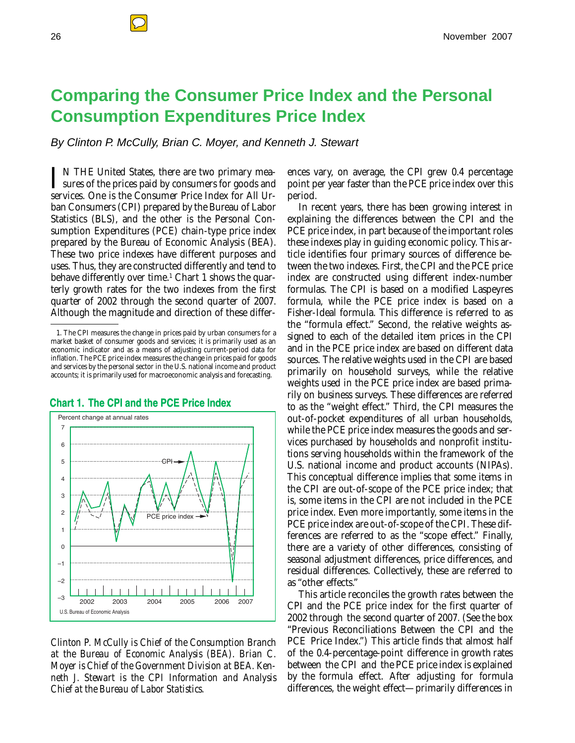# Comparing the Consumer Price Index and the Personal Consumption Expenditures Price Index

*By Clinton P. McCully, Brian C. Moyer, and Kenneth J. Stewart*

IN THE United States, there are two primary measures of the prices paid by consumers for goods and services. One is the Consumer Price Index for All Urban Consumers (CPI) prepared by the Bureau of Labor Statistics (BLS), and the other is the Personal Consumption Expenditures (PCE) chain-type price index prepared by the Bureau of Economic Analysis (BEA). These two price indexes have different purposes and uses. Thus, they are constructed differently and tend to behave differently over time.[1] Chart 1 shows the quarterly growth rates for the two indexes from the first quarter of 2002 through the second quarter of 2007. Although the magnitude and direction of these differences vary, on average, the CPI grew 0.4 percentage point per year faster than the PCE price index over this period.

In recent years, there has been growing interest in explaining the differences between the CPI and the PCE price index, in part because of the important roles these indexes play in guiding economic policy. This article identifies four primary sources of difference between the two indexes. First, the CPI and the PCE price index are constructed using different index-number formulas. The CPI is based on a modified Laspeyres formula, while the PCE price index is based on a Fisher-Ideal formula. This difference is referred to as the "formula effect." Second, the relative weights assigned to each of the detailed item prices in the CPI and in the PCE price index are based on different data sources. The relative weights used in the CPI are based primarily on household surveys, while the relative weights used in the PCE price index are based primarily on business surveys. These differences are referred to as the "weight effect." Third, the CPI measures the out-of-pocket expenditures of all urban households, while the PCE price index measures the goods and services purchased by households and nonprofit institutions serving households within the framework of the U.S. national income and product accounts (NIPAs). This conceptual difference implies that some items in the CPI are out-of-scope of the PCE price index; that is, some items in the CPI are not included in the PCE price index. Even more importantly, some items in the PCE price index are out-of-scope of the CPI. These differences are referred to as the "scope effect." Finally, there are a variety of other differences, consisting of seasonal adjustment differences, price differences, and residual differences. Collectively, these are referred to as "other effects."

This article reconciles the growth rates between the CPI and the PCE price index for the first quarter of 2002 through the second quarter of 2007. (See the box "Previous Reconciliations Between the CPI and the PCE Price Index.") This article finds that almost half of the 0.4-percentage-point difference in growth rates between the CPI and the PCE price index is explained by the formula effect. After adjusting for formula differences, the weight effect—primarily differences in

**Chart 1. The CPI and the PCE Price Index**

*Clinton P. McCully is Chief of the Consumption Branch at the Bureau of Economic Analysis (BEA). Brian C. Moyer is Chief of the Government Division at BEA. Kenneth J. Stewart is the CPI Information and Analysis Chief at the Bureau of Labor Statistics.*

---

1. The CPI measures the change in prices paid by urban consumers for a market basket of consumer goods and services; it is primarily used as an economic indicator and as a means of adjusting current-period data for inflation. The PCE price index measures the change in prices paid for goods and services by the personal sector in the U.S. national income and product accounts; it is primarily used for macroeconomic analysis and forecasting.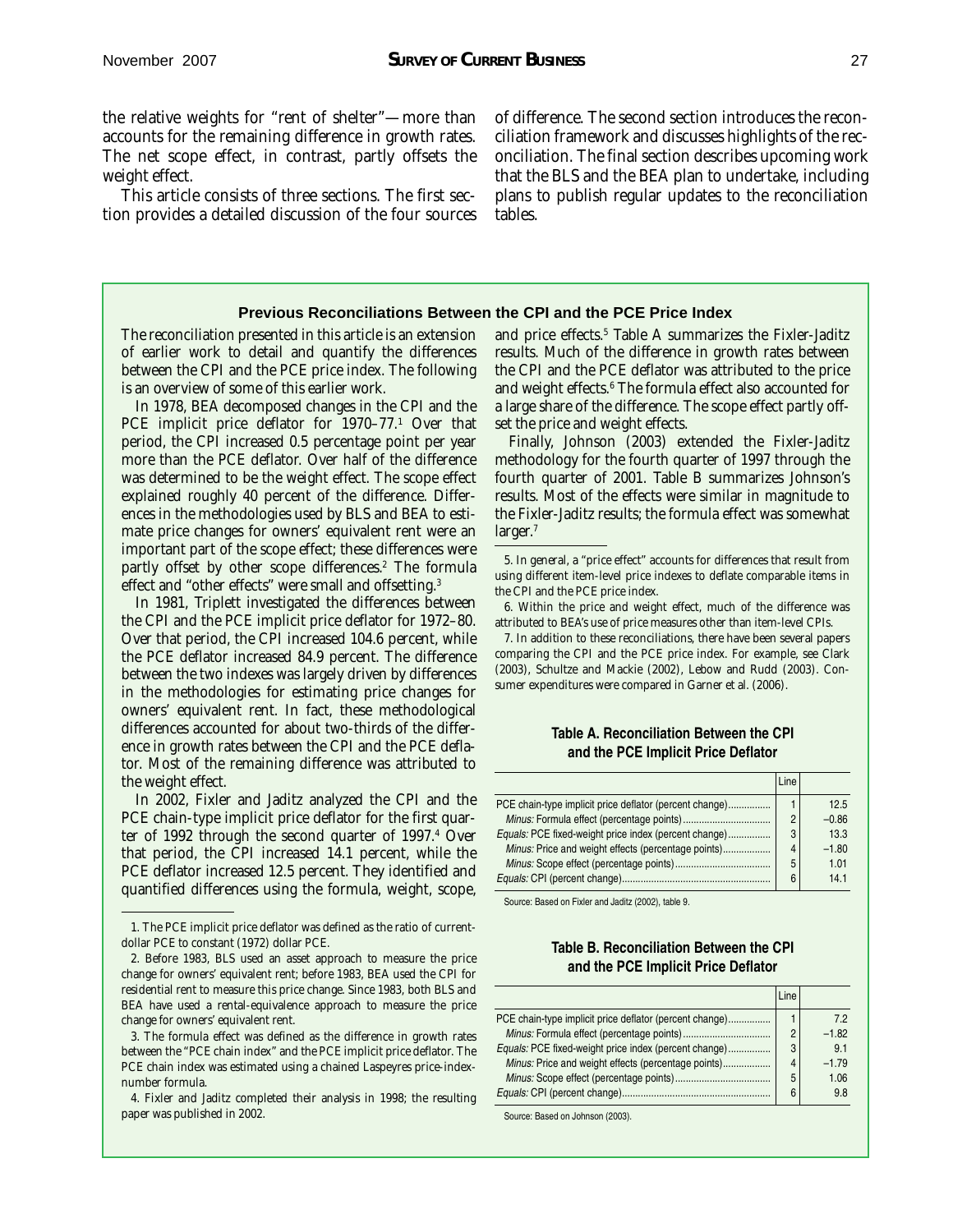the relative weights for "rent of shelter"—more than accounts for the remaining difference in growth rates. The net scope effect, in contrast, partly offsets the weight effect.

This article consists of three sections. The first section provides a detailed discussion of the four sources of difference. The second section introduces the reconciliation framework and discusses highlights of the reconciliation. The final section describes upcoming work that the BLS and the BEA plan to undertake, including plans to publish regular updates to the reconciliation tables.

## Previous Reconciliations Between the CPI and the PCE Price Index

The reconciliation presented in this article is an extension of earlier work to detail and quantify the differences between the CPI and the PCE price index. The following is an overview of some of this earlier work.

In 1978, BEA decomposed changes in the CPI and the PCE implicit price deflator for 1970–77.[1] Over that period, the CPI increased 0.5 percentage point per year more than the PCE deflator. Over half of the difference was determined to be the weight effect. The scope effect explained roughly 40 percent of the difference. Differences in the methodologies used by BLS and BEA to estimate price changes for owners' equivalent rent were an important part of the scope effect; these differences were partly offset by other scope differences.[2] The formula effect and "other effects" were small and offsetting.[3]

In 1981, Triplett investigated the differences between the CPI and the PCE implicit price deflator for 1972–80. Over that period, the CPI increased 104.6 percent, while the PCE deflator increased 84.9 percent. The difference between the two indexes was largely driven by differences in the methodologies for estimating price changes for owners' equivalent rent. In fact, these methodological differences accounted for about two-thirds of the difference in growth rates between the CPI and the PCE deflator. Most of the remaining difference was attributed to the weight effect.

In 2002, Fixler and Jaditz analyzed the CPI and the PCE chain-type implicit price deflator for the first quarter of 1992 through the second quarter of 1997.[4] Over that period, the CPI increased 14.1 percent, while the PCE deflator increased 12.5 percent. They identified and quantified differences using the formula, weight, scope, and price effects.[5] Table A summarizes the Fixler-Jaditz results. Much of the difference in growth rates between the CPI and the PCE deflator was attributed to the price and weight effects.[6] The formula effect also accounted for a large share of the difference. The scope effect partly offset the price and weight effects.

Finally, Johnson (2003) extended the Fixler-Jaditz methodology for the fourth quarter of 1997 through the fourth quarter of 2001. Table B summarizes Johnson's results. Most of the effects were similar in magnitude to the Fixler-Jaditz results; the formula effect was somewhat larger.[7]

1. The PCE implicit price deflator was defined as the ratio of current-dollar PCE to constant (1972) dollar PCE.

2. Before 1983, BLS used an asset approach to measure the price change for owners' equivalent rent; before 1983, BEA used the CPI for residential rent to measure this price change. Since 1983, both BLS and BEA have used a rental-equivalence approach to measure the price change for owners' equivalent rent.

3. The formula effect was defined as the difference in growth rates between the "PCE chain index" and the PCE implicit price deflator. The PCE chain index was estimated using a chained Laspeyres price-index-number formula.

4. Fixler and Jaditz completed their analysis in 1998; the resulting paper was published in 2002.

5. In general, a "price effect" accounts for differences that result from using different item-level price indexes to deflate comparable items in the CPI and the PCE price index.

6. Within the price and weight effect, much of the difference was attributed to BEA's use of price measures other than item-level CPIs.

7. In addition to these reconciliations, there have been several papers comparing the CPI and the PCE price index. For example, see Clark (2003), Schultze and Mackie (2002), Lebow and Rudd (2003). Consumer expenditures were compared in Garner et al. (2006).

### Table A. Reconciliation Between the CPI and the PCE Implicit Price Deflator

| | Line | |
|---|---|---|
| PCE chain-type implicit price deflator (percent change) | 1 | 12.5 |
| *Minus:* Formula effect (percentage points) | 2 | –0.86 |
| *Equals:* PCE fixed-weight price index (percent change) | 3 | 13.3 |
| *Minus:* Price and weight effects (percentage points) | 4 | –1.80 |
| *Minus:* Scope effect (percentage points) | 5 | 1.01 |
| *Equals:* CPI (percent change) | 6 | 14.1 |

Source: Based on Fixler and Jaditz (2002), table 9.

### Table B. Reconciliation Between the CPI and the PCE Implicit Price Deflator

| | Line | |
|---|---|---|
| PCE chain-type implicit price deflator (percent change) | 1 | 7.2 |
| *Minus:* Formula effect (percentage points) | 2 | –1.82 |
| *Equals:* PCE fixed-weight price index (percent change) | 3 | 9.1 |
| *Minus:* Price and weight effects (percentage points) | 4 | –1.79 |
| *Minus:* Scope effect (percentage points) | 5 | 1.06 |
| *Equals:* CPI (percent change) | 6 | 9.8 |

Source: Based on Johnson (2003).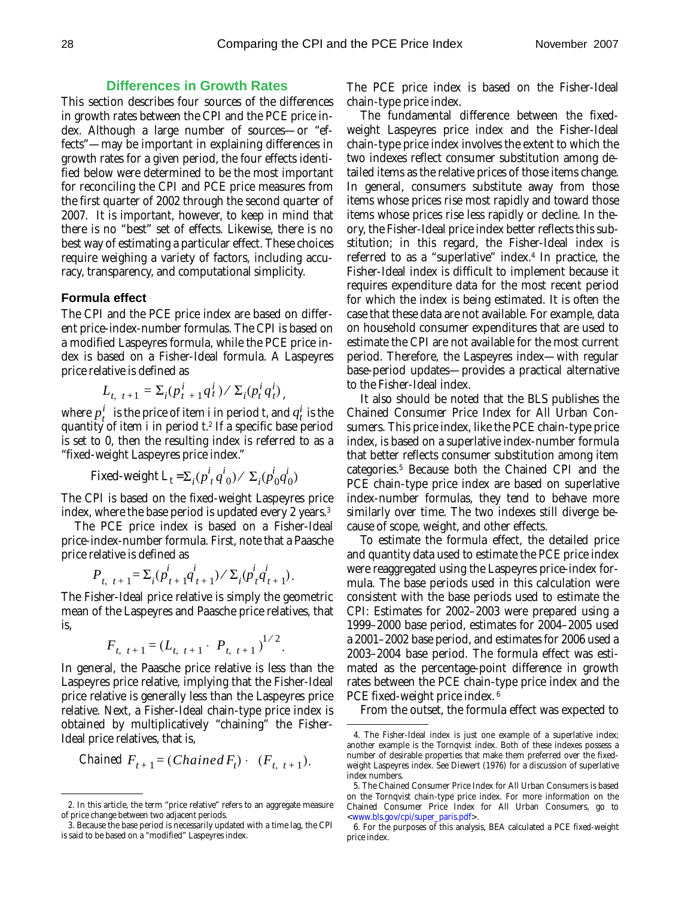## Differences in Growth Rates

This section describes four sources of the differences in growth rates between the CPI and the PCE price index. Although a large number of sources—or "effects"—may be important in explaining differences in growth rates for a given period, the four effects identified below were determined to be the most important for reconciling the CPI and PCE price measures from the first quarter of 2002 through the second quarter of 2007. It is important, however, to keep in mind that there is no "best" set of effects. Likewise, there is no best way of estimating a particular effect. These choices require weighing a variety of factors, including accuracy, transparency, and computational simplicity.

### Formula effect

The CPI and the PCE price index are based on different price-index-number formulas. The CPI is based on a modified Laspeyres formula, while the PCE price index is based on a Fisher-Ideal formula. A Laspeyres price relative is defined as

$$L_{t,\ t+1} = \Sigma_i (p^i_{t+1} q^i_t) / \Sigma_i (p^i_t q^i_t),$$

where $p^i_t$ is the price of item i in period t, and $q^i_t$ is the quantity of item i in period t.[2] If a specific base period is set to 0, then the resulting index is referred to as a "fixed-weight Laspeyres price index."

$$\text{Fixed-weight } L_t = \Sigma_i (p^i_t q^i_0) / \Sigma_i (p^i_0 q^i_0)$$

The CPI is based on the fixed-weight Laspeyres price index, where the base period is updated every 2 years.[3]

The PCE price index is based on a Fisher-Ideal price-index-number formula. First, note that a Paasche price relative is defined as

$$P_{t,\ t+1} = \Sigma_i (p^i_{t+1} q^i_{t+1}) / \Sigma_i (p^i_t q^i_{t+1}).$$

The Fisher-Ideal price relative is simply the geometric mean of the Laspeyres and Paasche price relatives, that is,

$$F_{t,\ t+1} = (L_{t,\ t+1} \cdot P_{t,\ t+1})^{1/2}.$$

In general, the Paasche price relative is less than the Laspeyres price relative, implying that the Fisher-Ideal price relative is generally less than the Laspeyres price relative. Next, a Fisher-Ideal chain-type price index is obtained by multiplicatively "chaining" the Fisher-Ideal price relatives, that is,

$$\text{Chained } F_{t+1} = (\text{Chained } F_t) \cdot (F_{t,\ t+1}).$$

The PCE price index is based on the Fisher-Ideal chain-type price index.

The fundamental difference between the fixed-weight Laspeyres price index and the Fisher-Ideal chain-type price index involves the extent to which the two indexes reflect consumer substitution among detailed items as the relative prices of those items change. In general, consumers substitute away from those items whose prices rise most rapidly and toward those items whose prices rise less rapidly or decline. In theory, the Fisher-Ideal price index better reflects this substitution; in this regard, the Fisher-Ideal index is referred to as a "superlative" index.[4] In practice, the Fisher-Ideal index is difficult to implement because it requires expenditure data for the most recent period for which the index is being estimated. It is often the case that these data are not available. For example, data on household consumer expenditures that are used to estimate the CPI are not available for the most current period. Therefore, the Laspeyres index—with regular base-period updates—provides a practical alternative to the Fisher-Ideal index.

It also should be noted that the BLS publishes the Chained Consumer Price Index for All Urban Consumers. This price index, like the PCE chain-type price index, is based on a superlative index-number formula that better reflects consumer substitution among item categories.[5] Because both the Chained CPI and the PCE chain-type price index are based on superlative index-number formulas, they tend to behave more similarly over time. The two indexes still diverge because of scope, weight, and other effects.

To estimate the formula effect, the detailed price and quantity data used to estimate the PCE price index were reaggregated using the Laspeyres price-index formula. The base periods used in this calculation were consistent with the base periods used to estimate the CPI: Estimates for 2002–2003 were prepared using a 1999–2000 base period, estimates for 2004–2005 used a 2001–2002 base period, and estimates for 2006 used a 2003–2004 base period. The formula effect was estimated as the percentage-point difference in growth rates between the PCE chain-type price index and the PCE fixed-weight price index.[6]

From the outset, the formula effect was expected to

---

2. In this article, the term "price relative" refers to an aggregate measure of price change between two adjacent periods.

3. Because the base period is necessarily updated with a time lag, the CPI is said to be based on a "modified" Laspeyres index.

4. The Fisher-Ideal index is just one example of a superlative index; another example is the Tornqvist index. Both of these indexes possess a number of desirable properties that make them preferred over the fixed-weight Laspeyres index. See Diewert (1976) for a discussion of superlative index numbers.

5. The Chained Consumer Price Index for All Urban Consumers is based on the Tornqvist chain-type price index. For more information on the Chained Consumer Price Index for All Urban Consumers, go to <www.bls.gov/cpi/super_paris.pdf>.

6. For the purposes of this analysis, BEA calculated a PCE fixed-weight price index.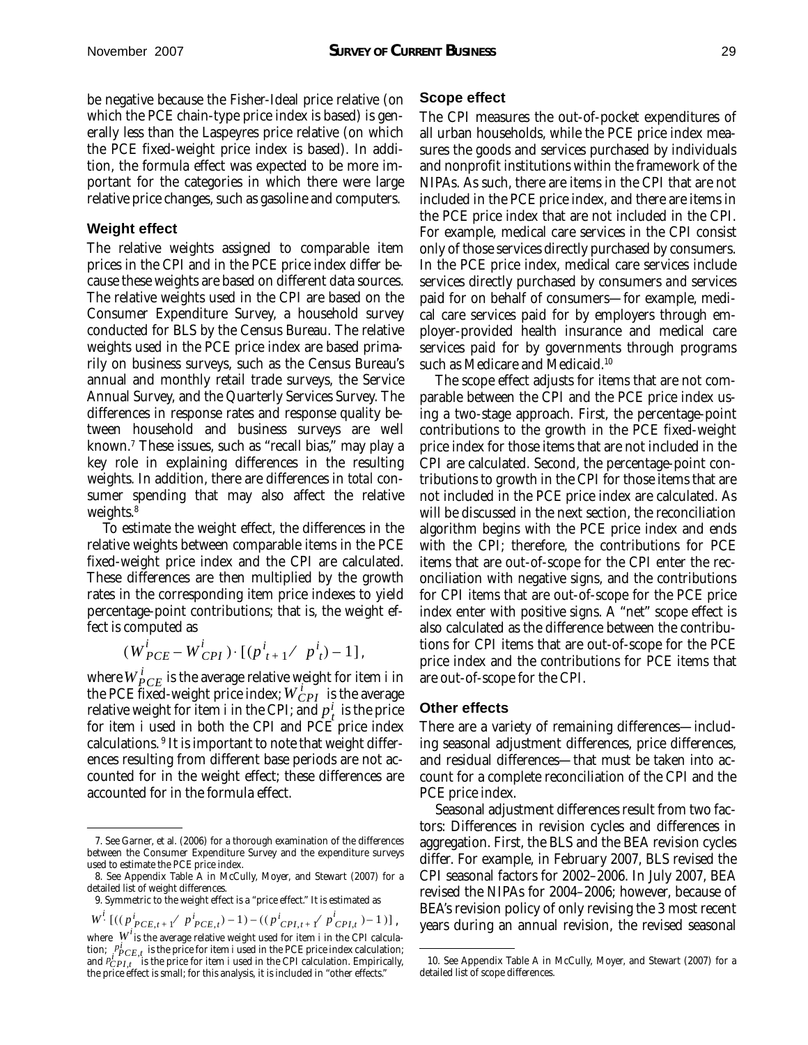be negative because the Fisher-Ideal price relative (on which the PCE chain-type price index is based) is generally less than the Laspeyres price relative (on which the PCE fixed-weight price index is based). In addition, the formula effect was expected to be more important for the categories in which there were large relative price changes, such as gasoline and computers.

### Weight effect

The relative weights assigned to comparable item prices in the CPI and in the PCE price index differ because these weights are based on different data sources. The relative weights used in the CPI are based on the Consumer Expenditure Survey, a household survey conducted for BLS by the Census Bureau. The relative weights used in the PCE price index are based primarily on business surveys, such as the Census Bureau's annual and monthly retail trade surveys, the Service Annual Survey, and the Quarterly Services Survey. The differences in response rates and response quality between household and business surveys are well known.[7] These issues, such as "recall bias," may play a key role in explaining differences in the resulting weights. In addition, there are differences in *total* consumer spending that may also affect the relative weights.[8]

To estimate the weight effect, the differences in the relative weights between comparable items in the PCE fixed-weight price index and the CPI are calculated. These differences are then multiplied by the growth rates in the corresponding item price indexes to yield percentage-point contributions; that is, the weight effect is computed as

$$(W^i_{PCE} - W^i_{CPI}) \cdot [(p^i_{t+1} / \ p^i_t) - 1],$$

where $W^i_{PCE}$ is the average relative weight for item i in the PCE fixed-weight price index; $W^i_{CPI}$ is the average relative weight for item i in the CPI; and $p^i_t$ is the price for item i used in both the CPI and PCE price index calculations.[9] It is important to note that weight differences resulting from different base periods are not accounted for in the weight effect; these differences are accounted for in the formula effect.

### Scope effect

The CPI measures the out-of-pocket expenditures of all urban households, while the PCE price index measures the goods and services purchased by individuals and nonprofit institutions within the framework of the NIPAs. As such, there are items in the CPI that are not included in the PCE price index, and there are items in the PCE price index that are not included in the CPI. For example, medical care services in the CPI consist only of those services directly purchased by consumers. In the PCE price index, medical care services include services directly purchased by consumers *and* services paid for on behalf of consumers—for example, medical care services paid for by employers through employer-provided health insurance and medical care services paid for by governments through programs such as Medicare and Medicaid.[10]

The scope effect adjusts for items that are not comparable between the CPI and the PCE price index using a two-stage approach. First, the percentage-point contributions to the growth in the PCE fixed-weight price index for those items that are not included in the CPI are calculated. Second, the percentage-point contributions to growth in the CPI for those items that are not included in the PCE price index are calculated. As will be discussed in the next section, the reconciliation algorithm begins with the PCE price index and ends with the CPI; therefore, the contributions for PCE items that are out-of-scope for the CPI enter the reconciliation with negative signs, and the contributions for CPI items that are out-of-scope for the PCE price index enter with positive signs. A "net" scope effect is also calculated as the difference between the contributions for CPI items that are out-of-scope for the PCE price index and the contributions for PCE items that are out-of-scope for the CPI.

### Other effects

There are a variety of remaining differences—including seasonal adjustment differences, price differences, and residual differences—that must be taken into account for a complete reconciliation of the CPI and the PCE price index.

Seasonal adjustment differences result from two factors: Differences in revision cycles and differences in aggregation. First, the BLS and the BEA revision cycles differ. For example, in February 2007, BLS revised the CPI seasonal factors for 2002–2006. In July 2007, BEA revised the NIPAs for 2004–2006; however, because of BEA's revision policy of only revising the 3 most recent years during an annual revision, the revised seasonal

---

7. See Garner, et al. (2006) for a thorough examination of the differences between the Consumer Expenditure Survey and the expenditure surveys used to estimate the PCE price index.

8. See Appendix Table A in McCully, Moyer, and Stewart (2007) for a detailed list of weight differences.

9. Symmetric to the weight effect is a "price effect." It is estimated as

$W^i \cdot [((p^i_{PCE,t+1} / \ p^i_{PCE,t}) - 1) - ((p^i_{CPI,t+1} / \ p^i_{CPI,t}) - 1)]$,

where $W^i$ is the average relative weight used for item i in the CPI calculation; $p^i_{PCE,t}$ is the price for item i used in the PCE price index calculation; and $p^i_{CPI,t}$ is the price for item i used in the CPI calculation. Empirically, the price effect is small; for this analysis, it is included in "other effects."

10. See Appendix Table A in McCully, Moyer, and Stewart (2007) for a detailed list of scope differences.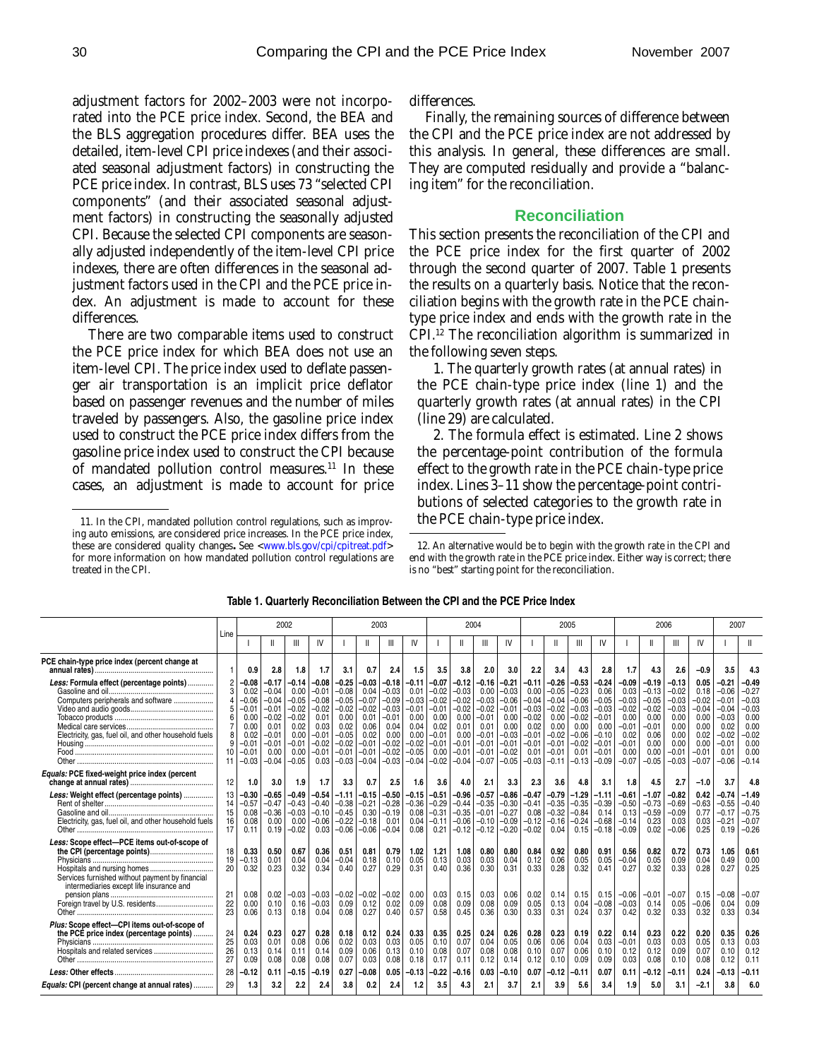adjustment factors for 2002–2003 were not incorporated into the PCE price index. Second, the BEA and the BLS aggregation procedures differ. BEA uses the detailed, item-level CPI price indexes (and their associated seasonal adjustment factors) in constructing the PCE price index. In contrast, BLS uses 73 "selected CPI components" (and their associated seasonal adjustment factors) in constructing the seasonally adjusted CPI. Because the selected CPI components are seasonally adjusted independently of the item-level CPI price indexes, there are often differences in the seasonal adjustment factors used in the CPI and the PCE price index. An adjustment is made to account for these differences.

There are two comparable items used to construct the PCE price index for which BEA does not use an item-level CPI. The price index used to deflate passenger air transportation is an implicit price deflator based on passenger revenues and the number of miles traveled by passengers. Also, the gasoline price index used to construct the PCE price index differs from the gasoline price index used to construct the CPI because of mandated pollution control measures.[11] In these cases, an adjustment is made to account for price differences.

Finally, the remaining sources of difference between the CPI and the PCE price index are not addressed by this analysis. In general, these differences are small. They are computed residually and provide a "balancing item" for the reconciliation.

## Reconciliation

This section presents the reconciliation of the CPI and the PCE price index for the first quarter of 2002 through the second quarter of 2007. Table 1 presents the results on a quarterly basis. Notice that the reconciliation begins with the growth rate in the PCE chain-type price index and ends with the growth rate in the CPI.[12] The reconciliation algorithm is summarized in the following seven steps.

1. The quarterly growth rates (at annual rates) in the PCE chain-type price index (line 1) and the quarterly growth rates (at annual rates) in the CPI (line 29) are calculated.

2. The formula effect is estimated. Line 2 shows the percentage-point contribution of the formula effect to the growth rate in the PCE chain-type price index. Lines 3–11 show the percentage-point contributions of selected categories to the growth rate in the PCE chain-type price index.

11. In the CPI, mandated pollution control regulations, such as improving auto emissions, are considered price increases. In the PCE price index, these are considered quality changes**.** See <www.bls.gov/cpi/cpitreat.pdf> for more information on how mandated pollution control regulations are treated in the CPI.

12. An alternative would be to begin with the growth rate in the CPI and end with the growth rate in the PCE price index. Either way is correct; there is no "best" starting point for the reconciliation.

**Table 1. Quarterly Reconciliation Between the CPI and the PCE Price Index**

| | Line | 2002 | | | | 2003 | | | | 2004 | | | | 2005 | | | | 2006 | | | | 2007 | |
|---|---|---|---|---|---|---|---|---|---|---|---|---|---|---|---|---|---|---|---|---|---|---|---|
| | | I | II | III | IV | I | II | III | IV | I | II | III | IV | I | II | III | IV | I | II | III | IV | I | II |
| **PCE chain-type price index (percent change at annual rates)** | 1 | 0.9 | 2.8 | 1.8 | 1.7 | 3.1 | 0.7 | 2.4 | 1.5 | 3.5 | 3.8 | 2.0 | 3.0 | 2.2 | 3.4 | 4.3 | 2.8 | 1.7 | 4.3 | 2.6 | –0.9 | 3.5 | 4.3 |
| ***Less:* Formula effect (percentage points)** | 2 | –0.08 | –0.17 | –0.14 | –0.08 | –0.25 | –0.03 | –0.18 | –0.11 | –0.07 | –0.12 | –0.16 | –0.21 | –0.11 | –0.26 | –0.53 | –0.24 | –0.09 | –0.19 | –0.13 | 0.05 | –0.21 | –0.49 |
| Gasoline and oil | 3 | 0.02 | –0.04 | 0.00 | –0.01 | –0.08 | 0.04 | –0.03 | 0.01 | –0.02 | –0.03 | 0.00 | –0.03 | 0.00 | –0.05 | –0.23 | 0.06 | 0.03 | –0.13 | –0.02 | 0.18 | –0.06 | –0.27 |
| Computers peripherals and software | 4 | –0.06 | –0.04 | –0.05 | –0.08 | –0.05 | –0.07 | –0.09 | –0.03 | –0.02 | –0.02 | –0.03 | –0.06 | –0.04 | –0.04 | –0.06 | –0.05 | –0.03 | –0.05 | –0.03 | –0.02 | –0.01 | –0.03 |
| Video and audio goods | 5 | –0.01 | –0.01 | –0.02 | –0.02 | –0.02 | –0.02 | –0.03 | –0.01 | –0.01 | –0.02 | –0.02 | –0.01 | –0.03 | –0.02 | –0.03 | –0.03 | –0.02 | –0.02 | –0.03 | –0.04 | –0.04 | –0.03 |
| Tobacco products | 6 | 0.00 | –0.02 | –0.02 | 0.01 | 0.00 | 0.01 | –0.01 | 0.00 | 0.00 | 0.00 | –0.01 | 0.00 | –0.02 | 0.00 | –0.02 | –0.01 | 0.00 | 0.00 | 0.00 | 0.00 | –0.03 | 0.00 |
| Medical care services | 7 | 0.00 | 0.01 | 0.02 | 0.03 | 0.02 | 0.06 | 0.04 | 0.04 | 0.02 | 0.01 | 0.01 | 0.00 | 0.02 | 0.00 | 0.00 | 0.00 | –0.01 | –0.01 | 0.00 | 0.00 | 0.02 | 0.00 |
| Electricity, gas, fuel oil, and other household fuels | 8 | 0.02 | –0.01 | 0.00 | –0.01 | –0.05 | 0.02 | 0.00 | 0.00 | –0.01 | 0.00 | –0.01 | –0.03 | –0.01 | –0.02 | –0.06 | –0.10 | 0.02 | 0.06 | 0.00 | 0.02 | –0.02 | –0.02 |
| Housing | 9 | –0.01 | –0.01 | –0.01 | –0.02 | –0.02 | –0.01 | –0.02 | –0.02 | –0.01 | –0.01 | –0.01 | –0.01 | –0.01 | –0.01 | –0.02 | –0.01 | –0.01 | 0.00 | 0.00 | 0.00 | –0.01 | 0.00 |
| Food | 10 | –0.01 | 0.00 | 0.00 | –0.01 | –0.01 | –0.01 | –0.02 | –0.05 | 0.00 | –0.01 | –0.01 | –0.02 | 0.01 | –0.01 | 0.01 | –0.01 | 0.00 | 0.00 | –0.01 | –0.01 | 0.01 | 0.00 |
| Other | 11 | –0.03 | –0.04 | –0.05 | 0.03 | –0.03 | –0.04 | –0.03 | –0.04 | –0.02 | –0.04 | –0.07 | –0.05 | –0.03 | –0.11 | –0.13 | –0.09 | –0.07 | –0.05 | –0.03 | –0.07 | –0.06 | –0.14 |
| ***Equals:* PCE fixed-weight price index (percent change at annual rates)** | 12 | 1.0 | 3.0 | 1.9 | 1.7 | 3.3 | 0.7 | 2.5 | 1.6 | 3.6 | 4.0 | 2.1 | 3.3 | 2.3 | 3.6 | 4.8 | 3.1 | 1.8 | 4.5 | 2.7 | –1.0 | 3.7 | 4.8 |
| ***Less:* Weight effect (percentage points)** | 13 | –0.30 | –0.65 | –0.49 | –0.54 | –1.11 | –0.15 | –0.50 | –0.15 | –0.51 | –0.96 | –0.57 | –0.86 | –0.47 | –0.79 | –1.29 | –1.11 | –0.61 | –1.07 | –0.82 | 0.42 | –0.74 | –1.49 |
| Rent of shelter | 14 | –0.57 | –0.47 | –0.43 | –0.40 | –0.38 | –0.21 | –0.28 | –0.36 | –0.29 | –0.44 | –0.35 | –0.30 | –0.41 | –0.35 | –0.35 | –0.39 | –0.50 | –0.73 | –0.69 | –0.63 | –0.55 | –0.40 |
| Gasoline and oil | 15 | 0.08 | –0.36 | –0.03 | –0.10 | –0.45 | 0.30 | –0.19 | 0.08 | –0.31 | –0.35 | –0.01 | –0.27 | 0.08 | –0.32 | –0.84 | 0.14 | 0.13 | –0.59 | –0.09 | 0.77 | –0.17 | –0.75 |
| Electricity, gas, fuel oil, and other household fuels | 16 | 0.08 | 0.00 | 0.00 | –0.06 | –0.22 | –0.18 | 0.01 | 0.04 | –0.11 | –0.06 | –0.10 | –0.09 | –0.12 | –0.16 | –0.24 | –0.68 | –0.14 | 0.23 | 0.03 | 0.03 | –0.21 | –0.07 |
| Other | 17 | 0.11 | 0.19 | –0.02 | 0.03 | –0.06 | –0.06 | –0.04 | 0.08 | 0.21 | –0.12 | –0.12 | –0.20 | –0.02 | 0.04 | 0.15 | –0.18 | –0.09 | 0.02 | –0.06 | 0.25 | 0.19 | –0.26 |
| ***Less:* Scope effect—PCE items out-of-scope of the CPI (percentage points)** | 18 | 0.33 | 0.50 | 0.67 | 0.36 | 0.51 | 0.81 | 0.79 | 1.02 | 1.21 | 1.08 | 0.80 | 0.80 | 0.84 | 0.92 | 0.80 | 0.91 | 0.56 | 0.82 | 0.72 | 0.73 | 1.05 | 0.61 |
| Physicians | 19 | –0.13 | 0.01 | 0.04 | 0.04 | –0.04 | 0.18 | 0.10 | 0.05 | 0.13 | 0.03 | 0.03 | 0.04 | 0.12 | 0.06 | 0.05 | 0.05 | –0.04 | 0.05 | 0.09 | 0.04 | 0.49 | 0.00 |
| Hospitals and nursing homes | 20 | 0.32 | 0.23 | 0.32 | 0.34 | 0.40 | 0.27 | 0.29 | 0.31 | 0.40 | 0.36 | 0.30 | 0.31 | 0.33 | 0.28 | 0.32 | 0.41 | 0.27 | 0.32 | 0.33 | 0.28 | 0.27 | 0.25 |
| Services furnished without payment by financial intermediaries except life insurance and pension plans | 21 | 0.08 | 0.02 | –0.03 | –0.03 | –0.02 | –0.02 | –0.02 | 0.00 | 0.03 | 0.15 | 0.03 | 0.06 | 0.02 | 0.14 | 0.15 | 0.15 | –0.06 | –0.01 | –0.07 | 0.15 | –0.08 | –0.07 |
| Foreign travel by U.S. residents | 22 | 0.00 | 0.10 | 0.16 | –0.03 | 0.09 | 0.12 | 0.02 | 0.09 | 0.08 | 0.09 | 0.08 | 0.09 | 0.05 | 0.13 | 0.04 | –0.08 | –0.03 | 0.14 | 0.05 | –0.06 | 0.04 | 0.09 |
| Other | 23 | 0.06 | 0.13 | 0.18 | 0.04 | 0.08 | 0.27 | 0.40 | 0.57 | 0.58 | 0.45 | 0.36 | 0.30 | 0.33 | 0.31 | 0.24 | 0.37 | 0.42 | 0.32 | 0.33 | 0.32 | 0.33 | 0.34 |
| ***Plus:* Scope effect—CPI items out-of-scope of the PCE price index (percentage points)** | 24 | 0.24 | 0.23 | 0.27 | 0.28 | 0.18 | 0.12 | 0.24 | 0.33 | 0.35 | 0.25 | 0.24 | 0.26 | 0.28 | 0.23 | 0.19 | 0.22 | 0.14 | 0.23 | 0.22 | 0.20 | 0.35 | 0.26 |
| Physicians | 25 | 0.03 | 0.01 | 0.08 | 0.06 | 0.02 | 0.03 | 0.03 | 0.05 | 0.10 | 0.07 | 0.04 | 0.05 | 0.06 | 0.06 | 0.04 | 0.03 | –0.01 | 0.03 | 0.03 | 0.05 | 0.13 | 0.03 |
| Hospitals and related services | 26 | 0.13 | 0.14 | 0.11 | 0.14 | 0.09 | 0.06 | 0.13 | 0.10 | 0.08 | 0.07 | 0.08 | 0.08 | 0.10 | 0.07 | 0.06 | 0.10 | 0.12 | 0.12 | 0.09 | 0.07 | 0.10 | 0.12 |
| Other | 27 | 0.09 | 0.08 | 0.08 | 0.08 | 0.07 | 0.03 | 0.08 | 0.18 | 0.17 | 0.11 | 0.12 | 0.14 | 0.12 | 0.10 | 0.09 | 0.09 | 0.03 | 0.08 | 0.10 | 0.08 | 0.12 | 0.11 |
| ***Less:* Other effects** | 28 | –0.12 | 0.11 | –0.15 | –0.19 | 0.27 | –0.08 | 0.05 | –0.13 | –0.22 | –0.16 | 0.03 | –0.10 | 0.07 | –0.12 | –0.11 | 0.07 | 0.11 | –0.12 | –0.11 | 0.24 | –0.13 | –0.11 |
| ***Equals:* CPI (percent change at annual rates)** | 29 | 1.3 | 3.2 | 2.2 | 2.4 | 3.8 | 0.2 | 2.4 | 1.2 | 3.5 | 4.3 | 2.1 | 3.7 | 2.1 | 3.9 | 5.6 | 3.4 | 1.9 | 5.0 | 3.1 | –2.1 | 3.8 | 6.0 |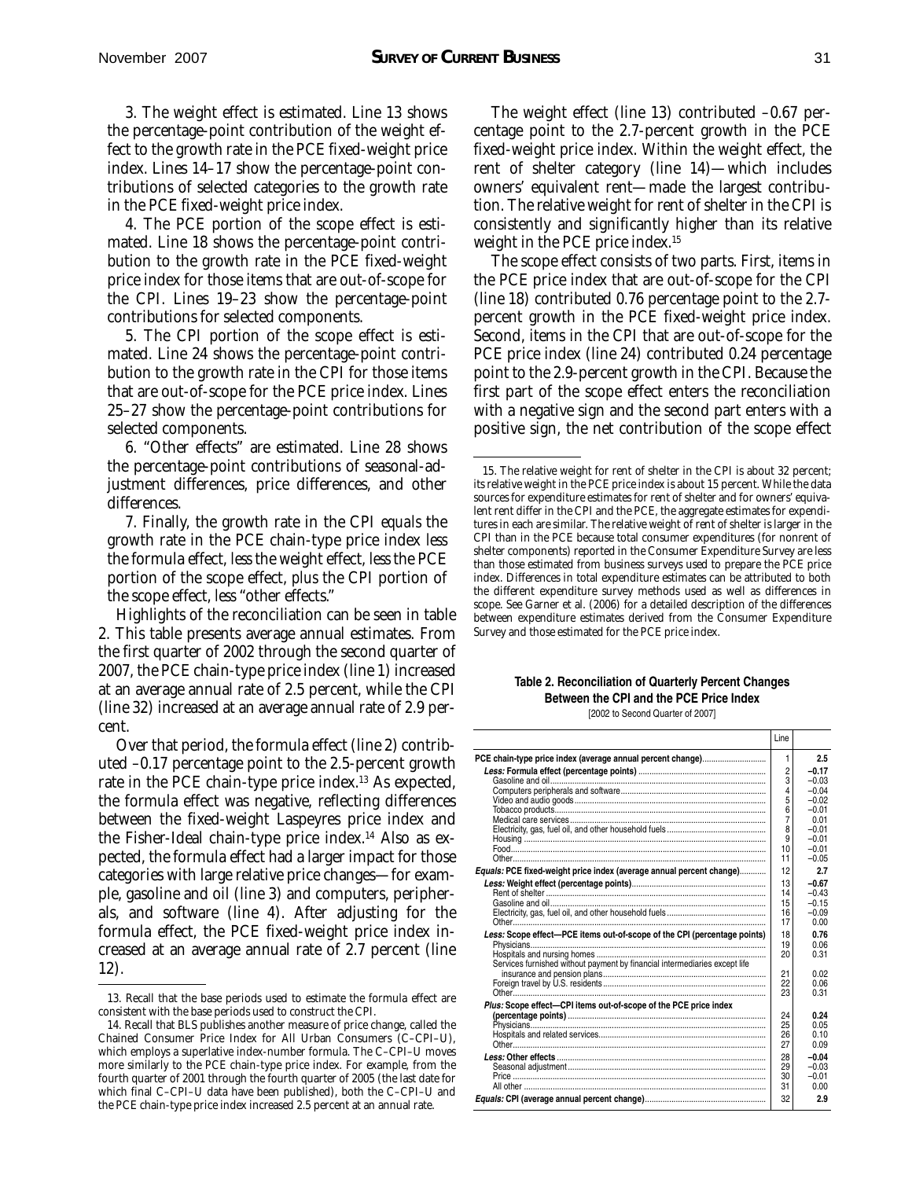3. The weight effect is estimated. Line 13 shows the percentage-point contribution of the weight effect to the growth rate in the PCE fixed-weight price index. Lines 14–17 show the percentage-point contributions of selected categories to the growth rate in the PCE fixed-weight price index.

4. The PCE portion of the scope effect is estimated. Line 18 shows the percentage-point contribution to the growth rate in the PCE fixed-weight price index for those items that are out-of-scope for the CPI. Lines 19–23 show the percentage-point contributions for selected components.

5. The CPI portion of the scope effect is estimated. Line 24 shows the percentage-point contribution to the growth rate in the CPI for those items that are out-of-scope for the PCE price index. Lines 25–27 show the percentage-point contributions for selected components.

6. "Other effects" are estimated. Line 28 shows the percentage-point contributions of seasonal-adjustment differences, price differences, and other differences.

7. Finally, the growth rate in the CPI *equals* the growth rate in the PCE chain-type price index *less* the formula effect, *less* the weight effect, *less* the PCE portion of the scope effect, *plus* the CPI portion of the scope effect, *less* "other effects."

Highlights of the reconciliation can be seen in table 2. This table presents average annual estimates. From the first quarter of 2002 through the second quarter of 2007, the PCE chain-type price index (line 1) increased at an average annual rate of 2.5 percent, while the CPI (line 32) increased at an average annual rate of 2.9 percent.

Over that period, the formula effect (line 2) contributed –0.17 percentage point to the 2.5-percent growth rate in the PCE chain-type price index.[13] As expected, the formula effect was negative, reflecting differences between the fixed-weight Laspeyres price index and the Fisher-Ideal chain-type price index.[14] Also as expected, the formula effect had a larger impact for those categories with large relative price changes—for example, gasoline and oil (line 3) and computers, peripherals, and software (line 4). After adjusting for the formula effect, the PCE fixed-weight price index increased at an average annual rate of 2.7 percent (line 12).

The weight effect (line 13) contributed –0.67 percentage point to the 2.7-percent growth in the PCE fixed-weight price index. Within the weight effect, the rent of shelter category (line 14)—which includes owners' equivalent rent—made the largest contribution. The relative weight for rent of shelter in the CPI is consistently and significantly higher than its relative weight in the PCE price index.[15]

The scope effect consists of two parts. First, items in the PCE price index that are out-of-scope for the CPI (line 18) contributed 0.76 percentage point to the 2.7-percent growth in the PCE fixed-weight price index. Second, items in the CPI that are out-of-scope for the PCE price index (line 24) contributed 0.24 percentage point to the 2.9-percent growth in the CPI. Because the first part of the scope effect enters the reconciliation with a negative sign and the second part enters with a positive sign, the net contribution of the scope effect

**Table 2. Reconciliation of Quarterly Percent Changes Between the CPI and the PCE Price Index**

[2002 to Second Quarter of 2007]

| | Line | |
|---|---|---|
| **PCE chain-type price index (average annual percent change)** | 1 | **2.5** |
| ***Less:* Formula effect (percentage points)** | 2 | **–0.17** |
| Gasoline and oil | 3 | –0.03 |
| Computers peripherals and software | 4 | –0.04 |
| Video and audio goods | 5 | –0.02 |
| Tobacco products | 6 | –0.01 |
| Medical care services | 7 | 0.01 |
| Electricity, gas, fuel oil, and other household fuels | 8 | –0.01 |
| Housing | 9 | –0.01 |
| Food | 10 | –0.01 |
| Other | 11 | –0.05 |
| ***Equals:* PCE fixed-weight price index (average annual percent change)** | 12 | **2.7** |
| ***Less:* Weight effect (percentage points)** | 13 | **–0.67** |
| Rent of shelter | 14 | –0.43 |
| Gasoline and oil | 15 | –0.15 |
| Electricity, gas, fuel oil, and other household fuels | 16 | –0.09 |
| Other | 17 | 0.00 |
| ***Less:* Scope effect—PCE items out-of-scope of the CPI (percentage points)** | 18 | **0.76** |
| Physicians | 19 | 0.06 |
| Hospitals and nursing homes | 20 | 0.31 |
| Services furnished without payment by financial intermediaries except life insurance and pension plans | 21 | 0.02 |
| Foreign travel by U.S. residents | 22 | 0.06 |
| Other | 23 | 0.31 |
| ***Plus:* Scope effect—CPI items out-of-scope of the PCE price index (percentage points)** | 24 | **0.24** |
| Physicians | 25 | 0.05 |
| Hospitals and related services | 26 | 0.10 |
| Other | 27 | 0.09 |
| ***Less:* Other effects** | 28 | **–0.04** |
| Seasonal adjustment | 29 | –0.03 |
| Price | 30 | –0.01 |
| All other | 31 | 0.00 |
| ***Equals:* CPI (average annual percent change)** | 32 | **2.9** |

13. Recall that the base periods used to estimate the formula effect are consistent with the base periods used to construct the CPI.

14. Recall that BLS publishes another measure of price change, called the Chained Consumer Price Index for All Urban Consumers (C–CPI–U), which employs a superlative index-number formula. The C–CPI–U moves more similarly to the PCE chain-type price index. For example, from the fourth quarter of 2001 through the fourth quarter of 2005 (the last date for which final C–CPI–U data have been published), both the C–CPI–U and the PCE chain-type price index increased 2.5 percent at an annual rate.

15. The relative weight for rent of shelter in the CPI is about 32 percent; its relative weight in the PCE price index is about 15 percent. While the data sources for expenditure estimates for rent of shelter and for owners' equivalent rent differ in the CPI and the PCE, the aggregate estimates for expenditures in each are similar. The relative weight of rent of shelter is larger in the CPI than in the PCE because total consumer expenditures (for nonrent of shelter components) reported in the Consumer Expenditure Survey are less than those estimated from business surveys used to prepare the PCE price index. Differences in total expenditure estimates can be attributed to both the different expenditure survey methods used as well as differences in scope. See Garner et al. (2006) for a detailed description of the differences between expenditure estimates derived from the Consumer Expenditure Survey and those estimated for the PCE price index.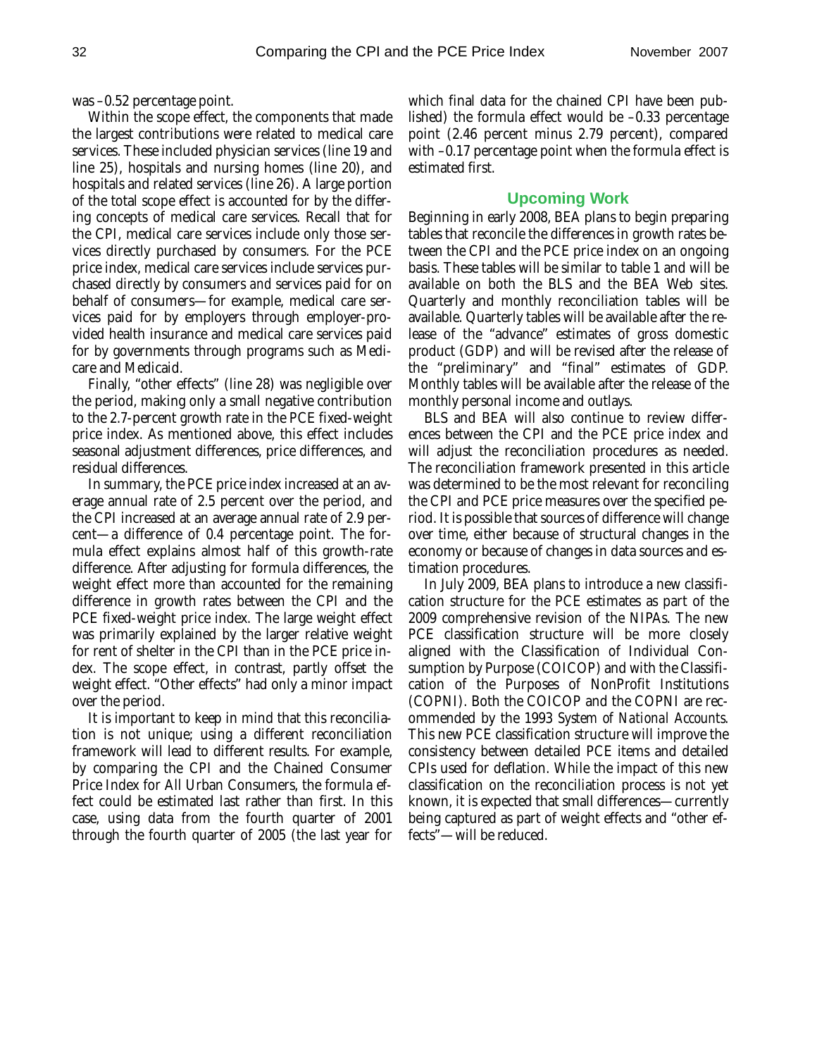was –0.52 percentage point.

Within the scope effect, the components that made the largest contributions were related to medical care services. These included physician services (line 19 and line 25), hospitals and nursing homes (line 20), and hospitals and related services (line 26). A large portion of the total scope effect is accounted for by the differing concepts of medical care services. Recall that for the CPI, medical care services include only those services directly purchased by consumers. For the PCE price index, medical care services include services purchased directly by consumers *and* services paid for on behalf of consumers—for example, medical care services paid for by employers through employer-provided health insurance and medical care services paid for by governments through programs such as Medicare and Medicaid.

Finally, "other effects" (line 28) was negligible over the period, making only a small negative contribution to the 2.7-percent growth rate in the PCE fixed-weight price index. As mentioned above, this effect includes seasonal adjustment differences, price differences, and residual differences.

In summary, the PCE price index increased at an average annual rate of 2.5 percent over the period, and the CPI increased at an average annual rate of 2.9 percent—a difference of 0.4 percentage point. The formula effect explains almost half of this growth-rate difference. After adjusting for formula differences, the weight effect more than accounted for the remaining difference in growth rates between the CPI and the PCE fixed-weight price index. The large weight effect was primarily explained by the larger relative weight for rent of shelter in the CPI than in the PCE price index. The scope effect, in contrast, partly offset the weight effect. "Other effects" had only a minor impact over the period.

It is important to keep in mind that this reconciliation is not unique; using a different reconciliation framework will lead to different results. For example, by comparing the CPI and the Chained Consumer Price Index for All Urban Consumers, the formula effect could be estimated last rather than first. In this case, using data from the fourth quarter of 2001 through the fourth quarter of 2005 (the last year for which final data for the chained CPI have been published) the formula effect would be –0.33 percentage point (2.46 percent minus 2.79 percent), compared with –0.17 percentage point when the formula effect is estimated first.

## Upcoming Work

Beginning in early 2008, BEA plans to begin preparing tables that reconcile the differences in growth rates between the CPI and the PCE price index on an ongoing basis. These tables will be similar to table 1 and will be available on both the BLS and the BEA Web sites. Quarterly and monthly reconciliation tables will be available. Quarterly tables will be available after the release of the "advance" estimates of gross domestic product (GDP) and will be revised after the release of the "preliminary" and "final" estimates of GDP. Monthly tables will be available after the release of the monthly personal income and outlays.

BLS and BEA will also continue to review differences between the CPI and the PCE price index and will adjust the reconciliation procedures as needed. The reconciliation framework presented in this article was determined to be the most relevant for reconciling the CPI and PCE price measures over the specified period. It is possible that sources of difference will change over time, either because of structural changes in the economy or because of changes in data sources and estimation procedures.

In July 2009, BEA plans to introduce a new classification structure for the PCE estimates as part of the 2009 comprehensive revision of the NIPAs. The new PCE classification structure will be more closely aligned with the Classification of Individual Consumption by Purpose (COICOP) and with the Classification of the Purposes of NonProfit Institutions (COPNI). Both the COICOP and the COPNI are recommended by the 1993 *System of National Accounts*. This new PCE classification structure will improve the consistency between detailed PCE items and detailed CPIs used for deflation. While the impact of this new classification on the reconciliation process is not yet known, it is expected that small differences—currently being captured as part of weight effects and "other effects"—will be reduced.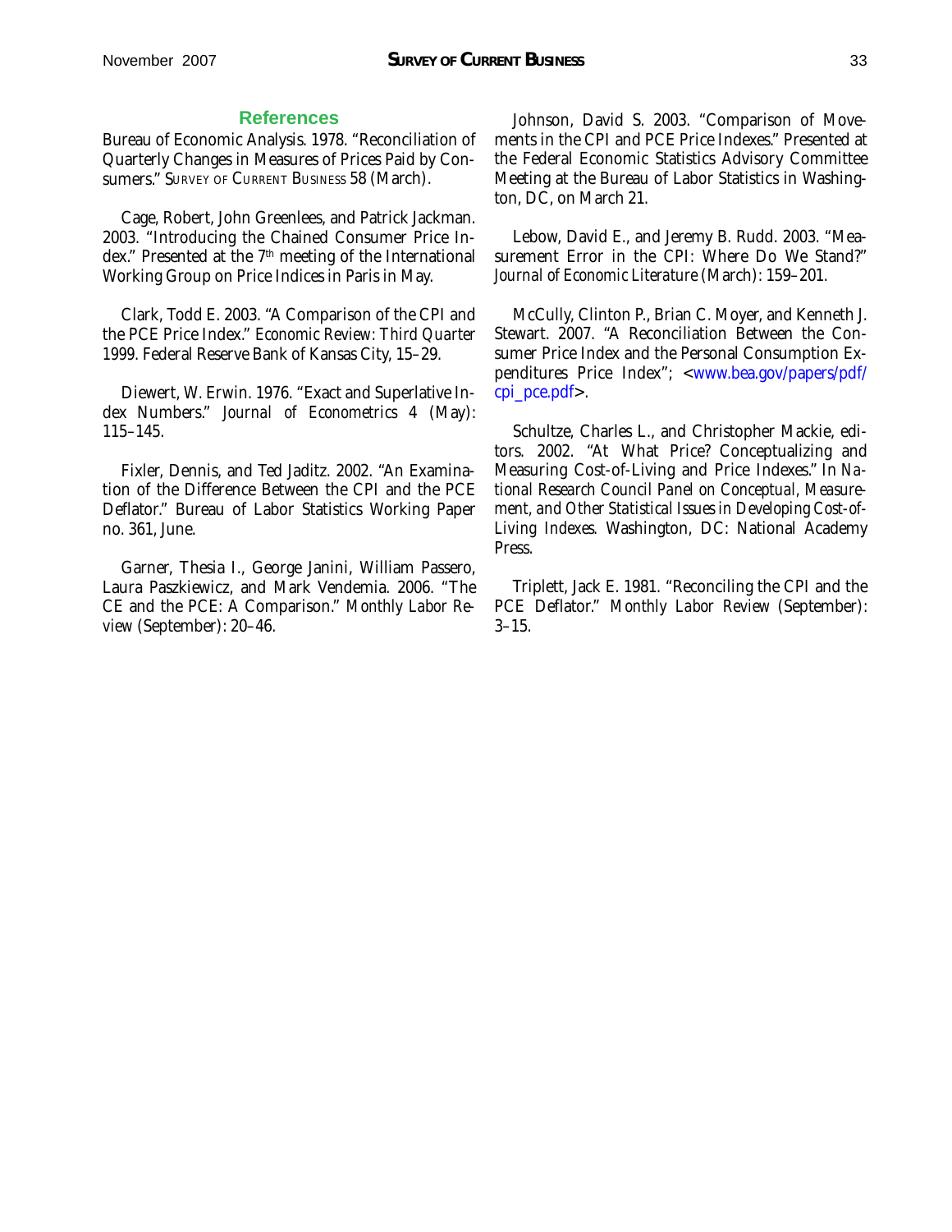## References

Bureau of Economic Analysis. 1978. "Reconciliation of Quarterly Changes in Measures of Prices Paid by Consumers." SURVEY OF CURRENT BUSINESS 58 (March).

Cage, Robert, John Greenlees, and Patrick Jackman. 2003. "Introducing the Chained Consumer Price Index." Presented at the 7th meeting of the International Working Group on Price Indices in Paris in May.

Clark, Todd E. 2003. "A Comparison of the CPI and the PCE Price Index." *Economic Review: Third Quarter 1999*. Federal Reserve Bank of Kansas City, 15–29.

Diewert, W. Erwin. 1976. "Exact and Superlative Index Numbers." *Journal of Econometrics* 4 (May): 115–145.

Fixler, Dennis, and Ted Jaditz. 2002. "An Examination of the Difference Between the CPI and the PCE Deflator." Bureau of Labor Statistics Working Paper no. 361, June.

Garner, Thesia I., George Janini, William Passero, Laura Paszkiewicz, and Mark Vendemia. 2006. "The CE and the PCE: A Comparison." *Monthly Labor Review* (September): 20–46.

Johnson, David S. 2003. "Comparison of Movements in the CPI and PCE Price Indexes." Presented at the Federal Economic Statistics Advisory Committee Meeting at the Bureau of Labor Statistics in Washington, DC, on March 21.

Lebow, David E., and Jeremy B. Rudd. 2003. "Measurement Error in the CPI: Where Do We Stand?" *Journal of Economic Literature* (March): 159–201.

McCully, Clinton P., Brian C. Moyer, and Kenneth J. Stewart. 2007. "A Reconciliation Between the Consumer Price Index and the Personal Consumption Expenditures Price Index"; <www.bea.gov/papers/pdf/cpi_pce.pdf>.

Schultze, Charles L., and Christopher Mackie, editors. 2002. "At What Price? Conceptualizing and Measuring Cost-of-Living and Price Indexes." In *National Research Council Panel on Conceptual, Measurement, and Other Statistical Issues in Developing Cost-of-Living Indexes*. Washington, DC: National Academy Press.

Triplett, Jack E. 1981. "Reconciling the CPI and the PCE Deflator." *Monthly Labor Review* (September): 3–15.